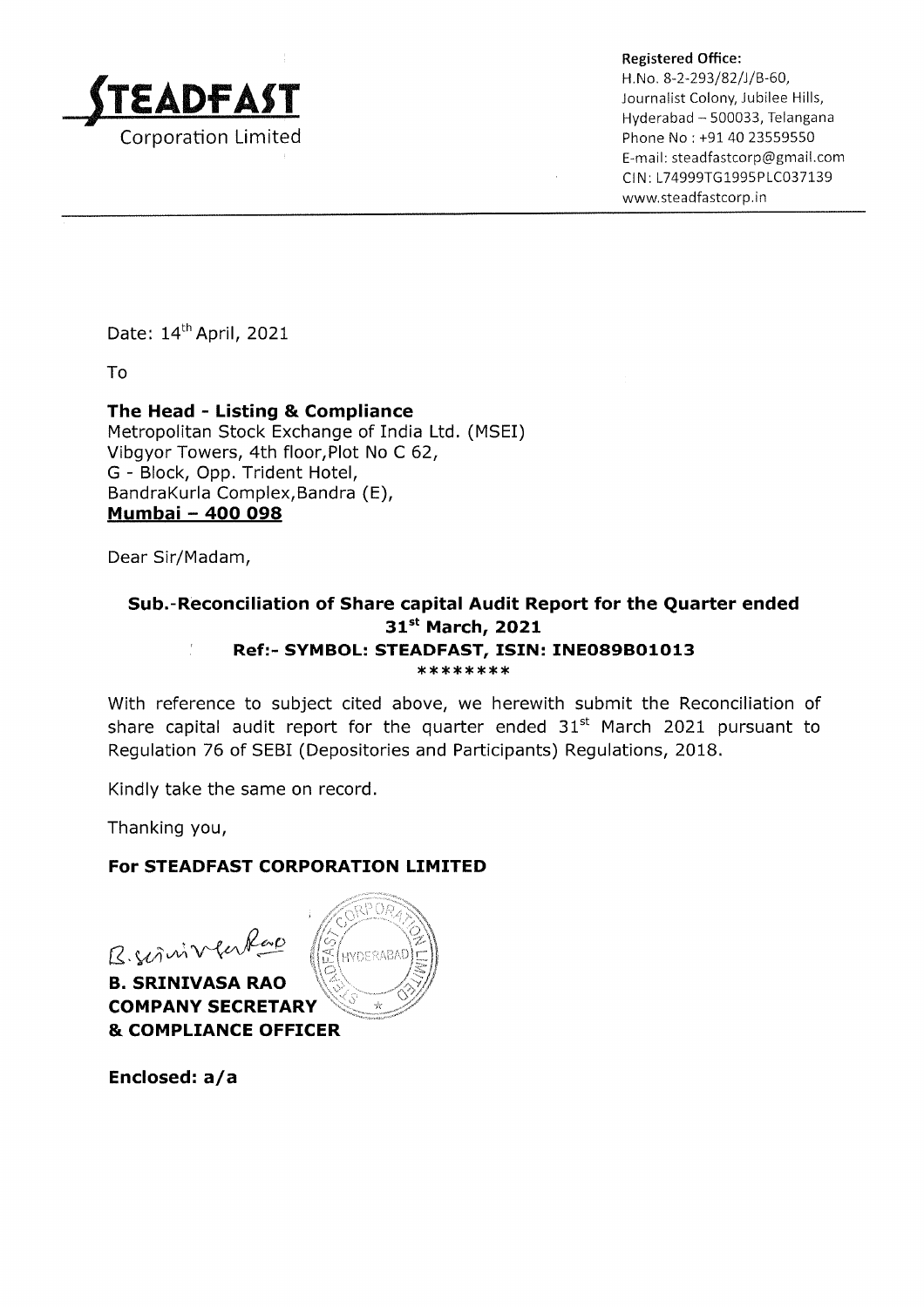**STEADFAST**
Corporation Limited

**Registered Office:**
H.No. 8-2-293/82/J/B-60,
Journalist Colony, Jubilee Hills,
Hyderabad – 500033, Telangana
Phone No : +91 40 23559550
E-mail: steadfastcorp@gmail.com
CIN: L74999TG1995PLC037139
www.steadfastcorp.in

Date: 14th April, 2021

To

**The Head - Listing & Compliance**
Metropolitan Stock Exchange of India Ltd. (MSEI)
Vibgyor Towers, 4th floor,Plot No C 62,
G - Block, Opp. Trident Hotel,
BandraKurla Complex,Bandra (E),
**Mumbai – 400 098**

Dear Sir/Madam,

**Sub.-Reconciliation of Share capital Audit Report for the Quarter ended 31st March, 2021**
**Ref:- SYMBOL: STEADFAST, ISIN: INE089B01013**
********

With reference to subject cited above, we herewith submit the Reconciliation of share capital audit report for the quarter ended 31st March 2021 pursuant to Regulation 76 of SEBI (Depositories and Participants) Regulations, 2018.

Kindly take the same on record.

Thanking you,

**For STEADFAST CORPORATION LIMITED**

B.Srinivasa Rao

**B. SRINIVASA RAO**
**COMPANY SECRETARY**
**& COMPLIANCE OFFICER**

**Enclosed: a/a**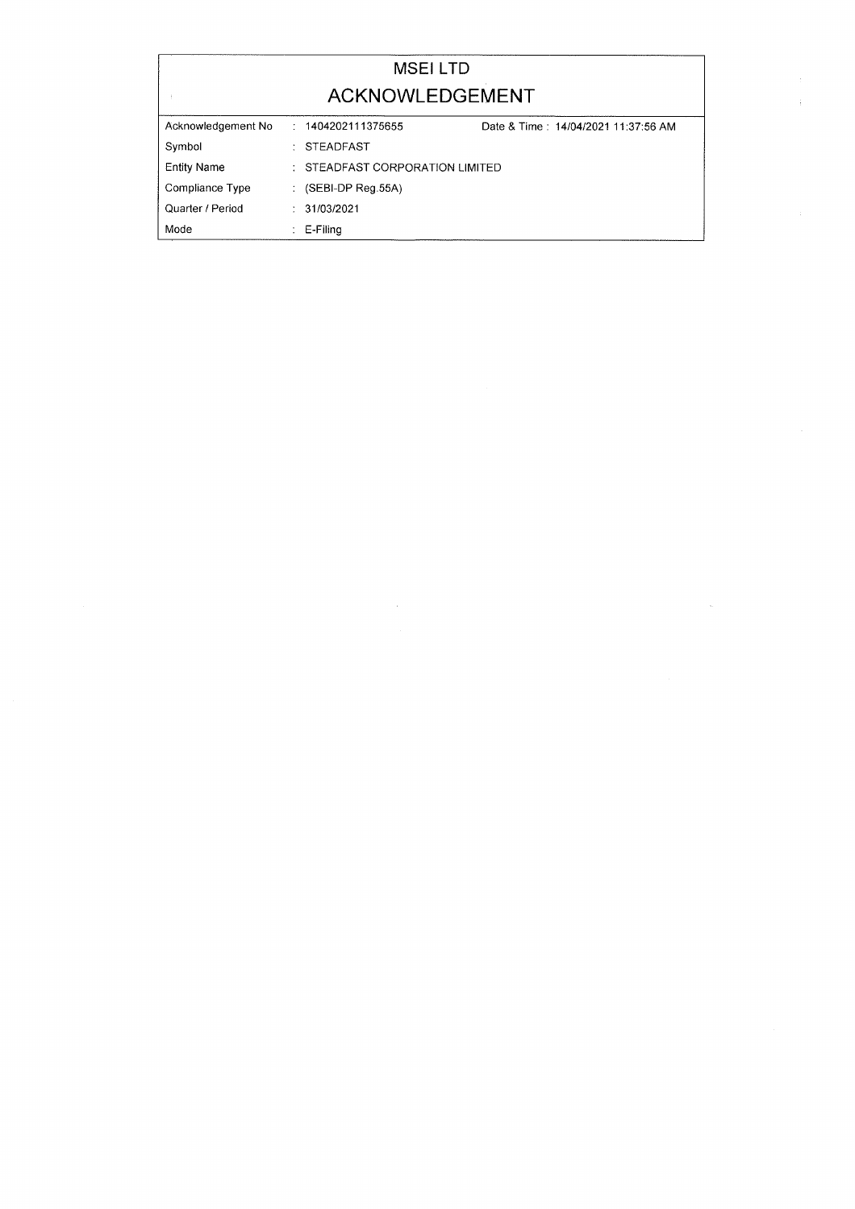# MSEI LTD

## ACKNOWLEDGEMENT

| | | |
|---|---|---|
| Acknowledgement No | : 1404202111375655 | Date & Time : 14/04/2021 11:37:56 AM |
| Symbol | : STEADFAST | |
| Entity Name | : STEADFAST CORPORATION LIMITED | |
| Compliance Type | : (SEBI-DP Reg.55A) | |
| Quarter / Period | : 31/03/2021 | |
| Mode | : E-Filing | |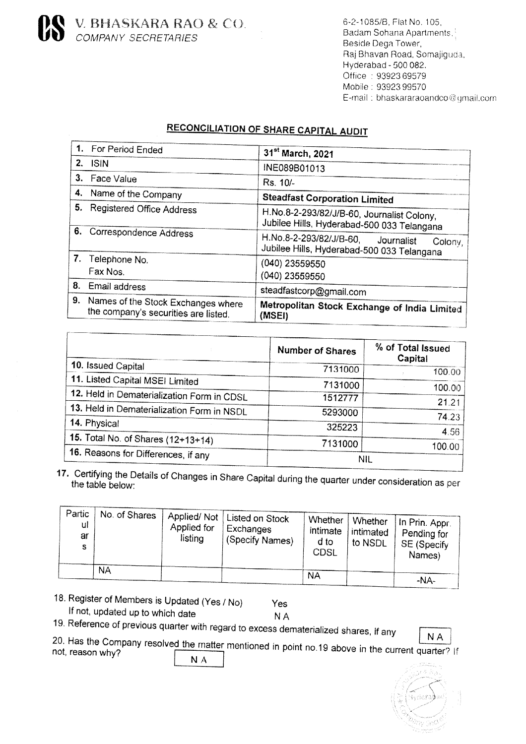# V. BHASKARA RAO & CO.
*COMPANY SECRETARIES*

6-2-1085/B, Flat No. 105,
Badam Sohana Apartments,
Beside Dega Tower,
Raj Bhavan Road, Somajiguda,
Hyderabad - 500 082.
Office : 93923 69579
Mobile : 93923 99570
E-mail : bhaskararaoandco@gmail.com

## RECONCILIATION OF SHARE CAPITAL AUDIT

| | |
|---|---|
| 1. For Period Ended | **31st March, 2021** |
| 2. ISIN | INE089B01013 |
| 3. Face Value | Rs. 10/- |
| 4. Name of the Company | **Steadfast Corporation Limited** |
| 5. Registered Office Address | H.No.8-2-293/82/J/B-60, Journalist Colony, Jubilee Hills, Hyderabad-500 033 Telangana |
| 6. Correspondence Address | H.No.8-2-293/82/J/B-60, Journalist Colony, Jubilee Hills, Hyderabad-500 033 Telangana |
| 7. Telephone No. Fax Nos. | (040) 23559550 (040) 23559550 |
| 8. Email address | steadfastcorp@gmail.com |
| 9. Names of the Stock Exchanges where the company's securities are listed. | **Metropolitan Stock Exchange of India Limited (MSEI)** |

| | Number of Shares | % of Total Issued Capital |
|---|---|---|
| 10. Issued Capital | 7131000 | 100.00 |
| 11. Listed Capital MSEI Limited | 7131000 | 100.00 |
| 12. Held in Dematerialization Form in CDSL | 1512777 | 21.21 |
| 13. Held in Dematerialization Form in NSDL | 5293000 | 74.23 |
| 14. Physical | 325223 | 4.56 |
| 15. Total No. of Shares (12+13+14) | 7131000 | 100.00 |
| 16. Reasons for Differences, if any | NIL | |

17. Certifying the Details of Changes in Share Capital during the quarter under consideration as per the table below:

| Particulars | No. of Shares | Applied/ Not Applied for listing | Listed on Stock Exchanges (Specify Names) | Whether intimated to CDSL | Whether intimated to NSDL | In Prin. Appr. Pending for SE (Specify Names) |
|---|---|---|---|---|---|---|
| | NA | | | NA | | -NA- |

18. Register of Members is Updated (Yes / No) Yes
If not, updated up to which date N A

19. Reference of previous quarter with regard to excess dematerialized shares, if any N A

20. Has the Company resolved the matter mentioned in point no.19 above in the current quarter? If not, reason why? N A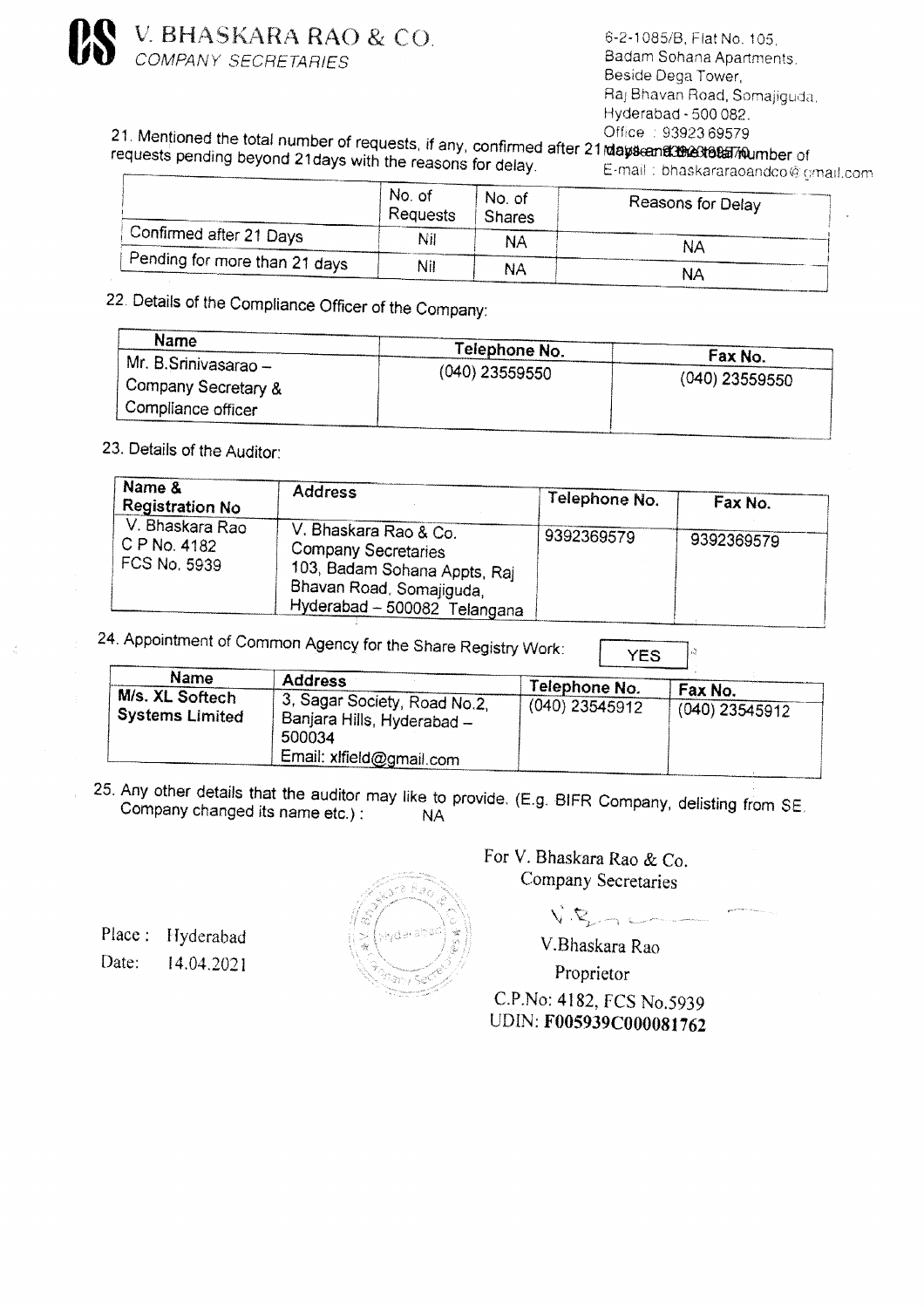# V. BHASKARA RAO & CO.
*COMPANY SECRETARIES*

6-2-1085/B, Flat No. 105,
Badam Sohana Apartments,
Beside Dega Tower,
Raj Bhavan Road, Somajiguda,
Hyderabad - 500 082.
Office : 93923 69579
E-mail : bhaskararaoandco@gmail.com

21. Mentioned the total number of requests, if any, confirmed after 21 days and the total number of requests pending beyond 21days with the reasons for delay.

| | No. of Requests | No. of Shares | Reasons for Delay |
|---|---|---|---|
| Confirmed after 21 Days | Nil | NA | NA |
| Pending for more than 21 days | Nil | NA | NA |

22. Details of the Compliance Officer of the Company:

| Name | Telephone No. | Fax No. |
|---|---|---|
| Mr. B.Srinivasarao – Company Secretary & Compliance officer | (040) 23559550 | (040) 23559550 |

23. Details of the Auditor:

| Name & Registration No | Address | Telephone No. | Fax No. |
|---|---|---|---|
| V. Bhaskara Rao C P No. 4182 FCS No. 5939 | V. Bhaskara Rao & Co. Company Secretaries 103, Badam Sohana Appts, Raj Bhavan Road, Somajiguda, Hyderabad – 500082 Telangana | 9392369579 | 9392369579 |

24. Appointment of Common Agency for the Share Registry Work: YES

| Name | Address | Telephone No. | Fax No. |
|---|---|---|---|
| M/s. XL Softech Systems Limited | 3, Sagar Society, Road No.2, Banjara Hills, Hyderabad – 500034 Email: xlfield@gmail.com | (040) 23545912 | (040) 23545912 |

25. Any other details that the auditor may like to provide. (E.g. BIFR Company, delisting from SE, Company changed its name etc.) : NA

Place : Hyderabad
Date: 14.04.2021

For V. Bhaskara Rao & Co.
Company Secretaries

V.Bhaskara Rao
Proprietor
C.P.No: 4182, FCS No.5939
UDIN: **F005939C000081762**